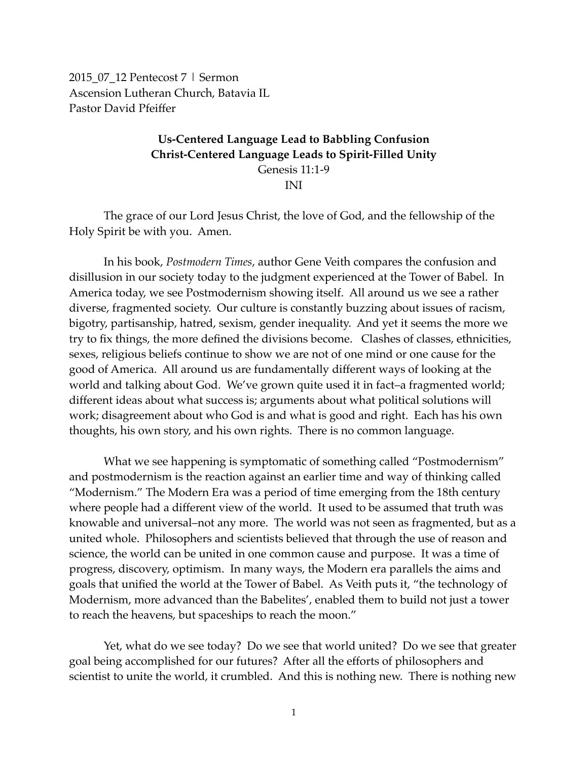2015_07_12 Pentecost 7 | Sermon
Ascension Lutheran Church, Batavia IL
Pastor David Pfeiffer

**Us-Centered Language Lead to Babbling Confusion**
**Christ-Centered Language Leads to Spirit-Filled Unity**
Genesis 11:1-9
INI

The grace of our Lord Jesus Christ, the love of God, and the fellowship of the Holy Spirit be with you. Amen.

In his book, *Postmodern Times*, author Gene Veith compares the confusion and disillusion in our society today to the judgment experienced at the Tower of Babel. In America today, we see Postmodernism showing itself. All around us we see a rather diverse, fragmented society. Our culture is constantly buzzing about issues of racism, bigotry, partisanship, hatred, sexism, gender inequality. And yet it seems the more we try to fix things, the more defined the divisions become. Clashes of classes, ethnicities, sexes, religious beliefs continue to show we are not of one mind or one cause for the good of America. All around us are fundamentally different ways of looking at the world and talking about God. We've grown quite used it in fact–a fragmented world; different ideas about what success is; arguments about what political solutions will work; disagreement about who God is and what is good and right. Each has his own thoughts, his own story, and his own rights. There is no common language.

What we see happening is symptomatic of something called "Postmodernism" and postmodernism is the reaction against an earlier time and way of thinking called "Modernism." The Modern Era was a period of time emerging from the 18th century where people had a different view of the world. It used to be assumed that truth was knowable and universal–not any more. The world was not seen as fragmented, but as a united whole. Philosophers and scientists believed that through the use of reason and science, the world can be united in one common cause and purpose. It was a time of progress, discovery, optimism. In many ways, the Modern era parallels the aims and goals that unified the world at the Tower of Babel. As Veith puts it, "the technology of Modernism, more advanced than the Babelites', enabled them to build not just a tower to reach the heavens, but spaceships to reach the moon."

Yet, what do we see today? Do we see that world united? Do we see that greater goal being accomplished for our futures? After all the efforts of philosophers and scientist to unite the world, it crumbled. And this is nothing new. There is nothing new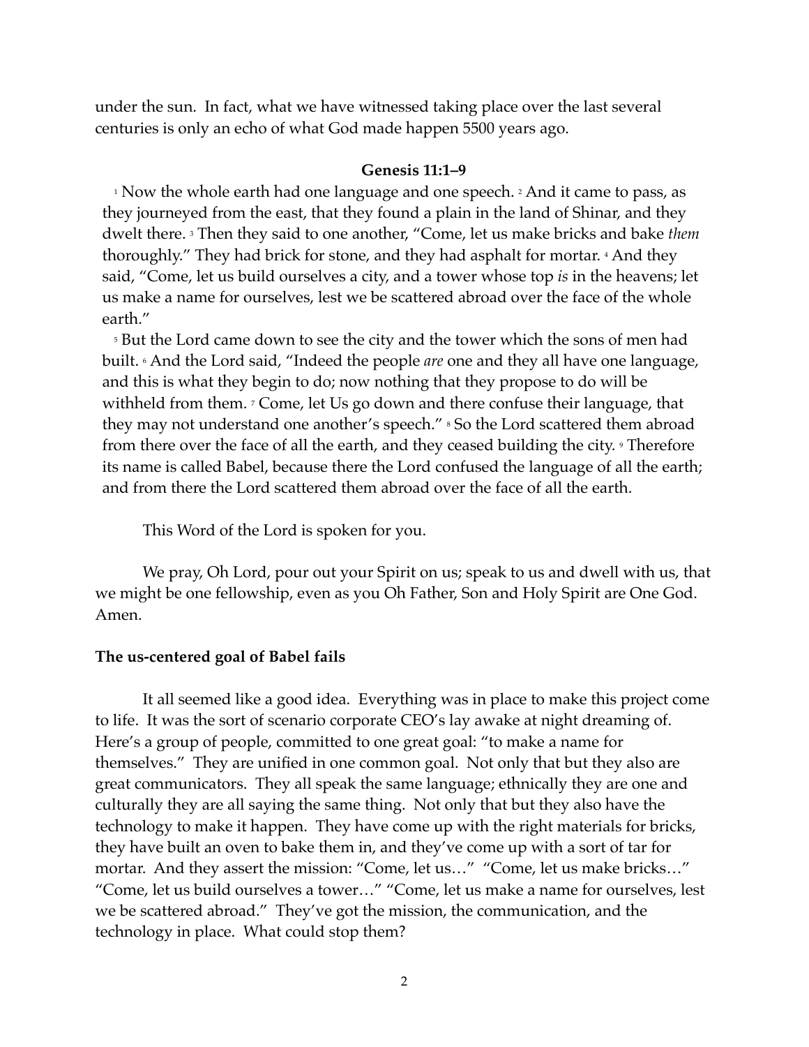under the sun. In fact, what we have witnessed taking place over the last several centuries is only an echo of what God made happen 5500 years ago.

**Genesis 11:1–9**

[1] Now the whole earth had one language and one speech. [2] And it came to pass, as they journeyed from the east, that they found a plain in the land of Shinar, and they dwelt there. [3] Then they said to one another, "Come, let us make bricks and bake *them* thoroughly." They had brick for stone, and they had asphalt for mortar. [4] And they said, "Come, let us build ourselves a city, and a tower whose top *is* in the heavens; let us make a name for ourselves, lest we be scattered abroad over the face of the whole earth."

[5] But the Lord came down to see the city and the tower which the sons of men had built. [6] And the Lord said, "Indeed the people *are* one and they all have one language, and this is what they begin to do; now nothing that they propose to do will be withheld from them. [7] Come, let Us go down and there confuse their language, that they may not understand one another's speech." [8] So the Lord scattered them abroad from there over the face of all the earth, and they ceased building the city. [9] Therefore its name is called Babel, because there the Lord confused the language of all the earth; and from there the Lord scattered them abroad over the face of all the earth.

This Word of the Lord is spoken for you.

We pray, Oh Lord, pour out your Spirit on us; speak to us and dwell with us, that we might be one fellowship, even as you Oh Father, Son and Holy Spirit are One God. Amen.

**The us-centered goal of Babel fails**

It all seemed like a good idea. Everything was in place to make this project come to life. It was the sort of scenario corporate CEO's lay awake at night dreaming of. Here's a group of people, committed to one great goal: "to make a name for themselves." They are unified in one common goal. Not only that but they also are great communicators. They all speak the same language; ethnically they are one and culturally they are all saying the same thing. Not only that but they also have the technology to make it happen. They have come up with the right materials for bricks, they have built an oven to bake them in, and they've come up with a sort of tar for mortar. And they assert the mission: "Come, let us…" "Come, let us make bricks…" "Come, let us build ourselves a tower…" "Come, let us make a name for ourselves, lest we be scattered abroad." They've got the mission, the communication, and the technology in place. What could stop them?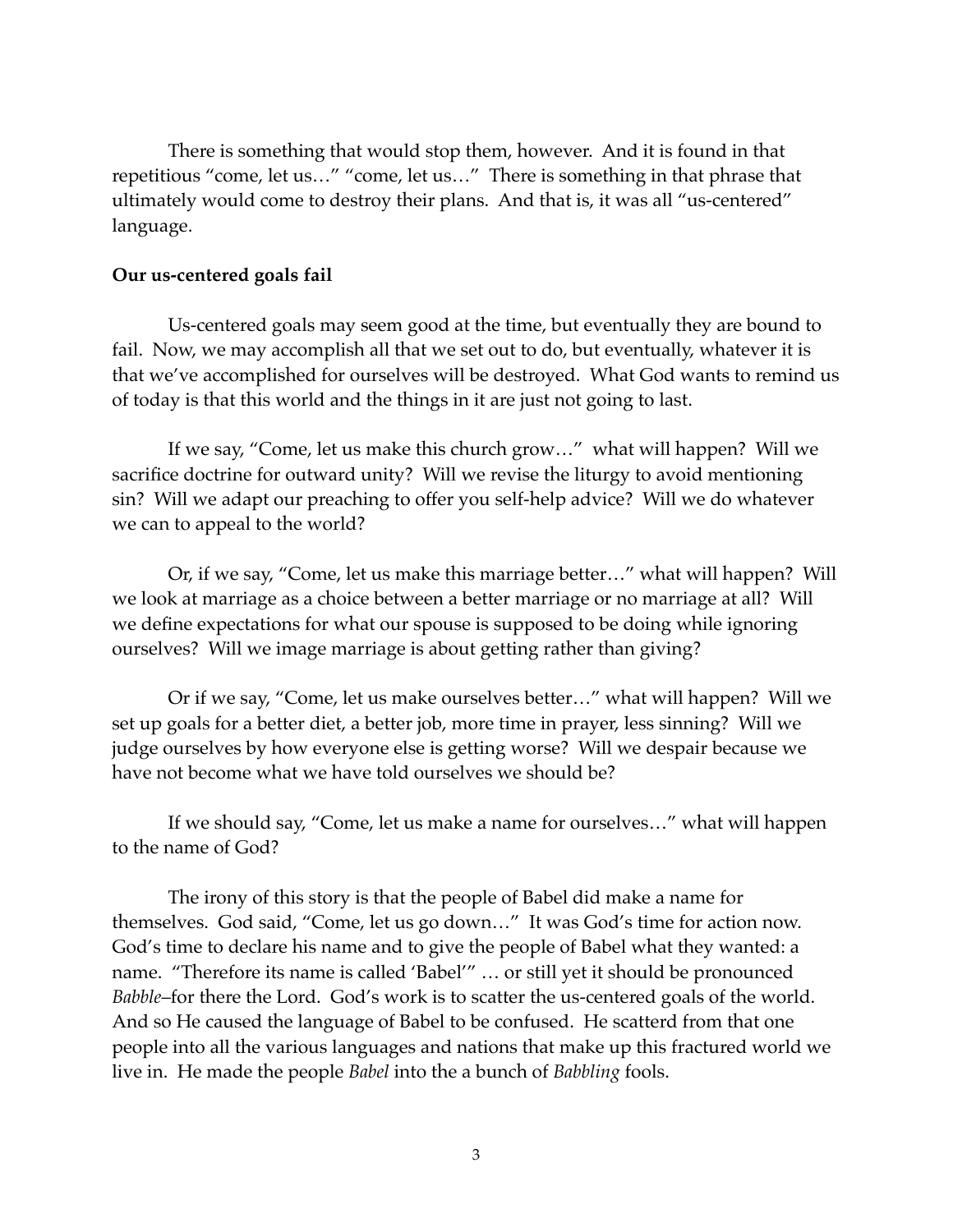There is something that would stop them, however. And it is found in that repetitious "come, let us…" "come, let us…" There is something in that phrase that ultimately would come to destroy their plans. And that is, it was all "us-centered" language.

**Our us-centered goals fail**

Us-centered goals may seem good at the time, but eventually they are bound to fail. Now, we may accomplish all that we set out to do, but eventually, whatever it is that we've accomplished for ourselves will be destroyed. What God wants to remind us of today is that this world and the things in it are just not going to last.

If we say, "Come, let us make this church grow…" what will happen? Will we sacrifice doctrine for outward unity? Will we revise the liturgy to avoid mentioning sin? Will we adapt our preaching to offer you self-help advice? Will we do whatever we can to appeal to the world?

Or, if we say, "Come, let us make this marriage better…" what will happen? Will we look at marriage as a choice between a better marriage or no marriage at all? Will we define expectations for what our spouse is supposed to be doing while ignoring ourselves? Will we image marriage is about getting rather than giving?

Or if we say, "Come, let us make ourselves better…" what will happen? Will we set up goals for a better diet, a better job, more time in prayer, less sinning? Will we judge ourselves by how everyone else is getting worse? Will we despair because we have not become what we have told ourselves we should be?

If we should say, "Come, let us make a name for ourselves…" what will happen to the name of God?

The irony of this story is that the people of Babel did make a name for themselves. God said, "Come, let us go down…" It was God's time for action now. God's time to declare his name and to give the people of Babel what they wanted: a name. "Therefore its name is called 'Babel'" … or still yet it should be pronounced *Babble*–for there the Lord. God's work is to scatter the us-centered goals of the world. And so He caused the language of Babel to be confused. He scatterd from that one people into all the various languages and nations that make up this fractured world we live in. He made the people *Babel* into the a bunch of *Babbling* fools.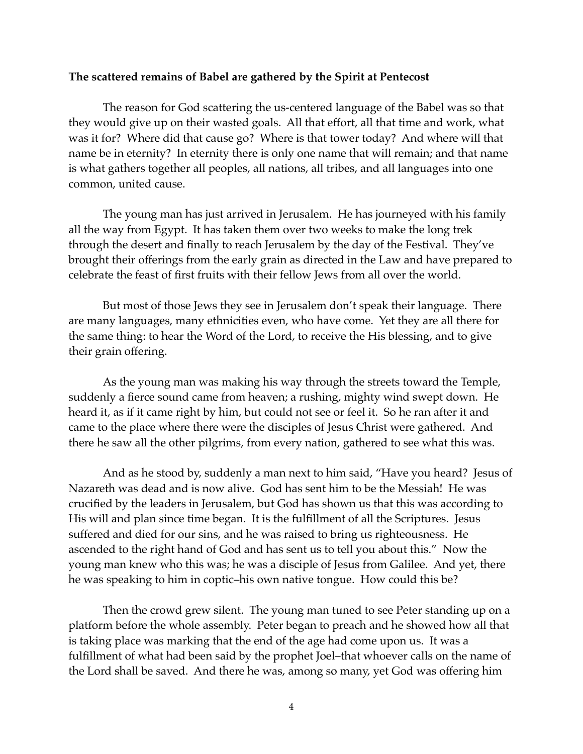**The scattered remains of Babel are gathered by the Spirit at Pentecost**

The reason for God scattering the us-centered language of the Babel was so that they would give up on their wasted goals. All that effort, all that time and work, what was it for? Where did that cause go? Where is that tower today? And where will that name be in eternity? In eternity there is only one name that will remain; and that name is what gathers together all peoples, all nations, all tribes, and all languages into one common, united cause.

The young man has just arrived in Jerusalem. He has journeyed with his family all the way from Egypt. It has taken them over two weeks to make the long trek through the desert and finally to reach Jerusalem by the day of the Festival. They've brought their offerings from the early grain as directed in the Law and have prepared to celebrate the feast of first fruits with their fellow Jews from all over the world.

But most of those Jews they see in Jerusalem don't speak their language. There are many languages, many ethnicities even, who have come. Yet they are all there for the same thing: to hear the Word of the Lord, to receive the His blessing, and to give their grain offering.

As the young man was making his way through the streets toward the Temple, suddenly a fierce sound came from heaven; a rushing, mighty wind swept down. He heard it, as if it came right by him, but could not see or feel it. So he ran after it and came to the place where there were the disciples of Jesus Christ were gathered. And there he saw all the other pilgrims, from every nation, gathered to see what this was.

And as he stood by, suddenly a man next to him said, "Have you heard? Jesus of Nazareth was dead and is now alive. God has sent him to be the Messiah! He was crucified by the leaders in Jerusalem, but God has shown us that this was according to His will and plan since time began. It is the fulfillment of all the Scriptures. Jesus suffered and died for our sins, and he was raised to bring us righteousness. He ascended to the right hand of God and has sent us to tell you about this." Now the young man knew who this was; he was a disciple of Jesus from Galilee. And yet, there he was speaking to him in coptic–his own native tongue. How could this be?

Then the crowd grew silent. The young man tuned to see Peter standing up on a platform before the whole assembly. Peter began to preach and he showed how all that is taking place was marking that the end of the age had come upon us. It was a fulfillment of what had been said by the prophet Joel–that whoever calls on the name of the Lord shall be saved. And there he was, among so many, yet God was offering him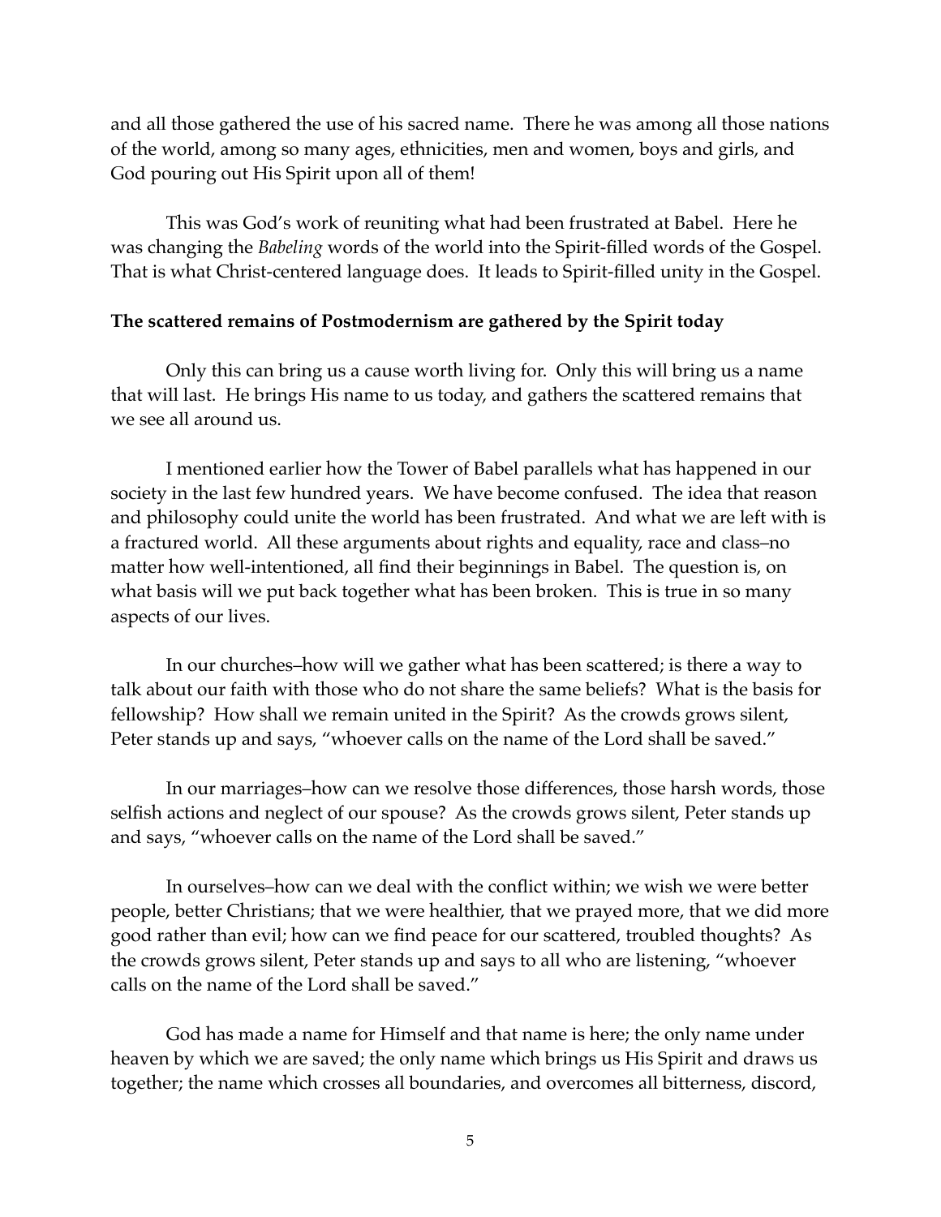and all those gathered the use of his sacred name. There he was among all those nations of the world, among so many ages, ethnicities, men and women, boys and girls, and God pouring out His Spirit upon all of them!

This was God's work of reuniting what had been frustrated at Babel. Here he was changing the *Babeling* words of the world into the Spirit-filled words of the Gospel. That is what Christ-centered language does. It leads to Spirit-filled unity in the Gospel.

**The scattered remains of Postmodernism are gathered by the Spirit today**

Only this can bring us a cause worth living for. Only this will bring us a name that will last. He brings His name to us today, and gathers the scattered remains that we see all around us.

I mentioned earlier how the Tower of Babel parallels what has happened in our society in the last few hundred years. We have become confused. The idea that reason and philosophy could unite the world has been frustrated. And what we are left with is a fractured world. All these arguments about rights and equality, race and class–no matter how well-intentioned, all find their beginnings in Babel. The question is, on what basis will we put back together what has been broken. This is true in so many aspects of our lives.

In our churches–how will we gather what has been scattered; is there a way to talk about our faith with those who do not share the same beliefs? What is the basis for fellowship? How shall we remain united in the Spirit? As the crowds grows silent, Peter stands up and says, "whoever calls on the name of the Lord shall be saved."

In our marriages–how can we resolve those differences, those harsh words, those selfish actions and neglect of our spouse? As the crowds grows silent, Peter stands up and says, "whoever calls on the name of the Lord shall be saved."

In ourselves–how can we deal with the conflict within; we wish we were better people, better Christians; that we were healthier, that we prayed more, that we did more good rather than evil; how can we find peace for our scattered, troubled thoughts? As the crowds grows silent, Peter stands up and says to all who are listening, "whoever calls on the name of the Lord shall be saved."

God has made a name for Himself and that name is here; the only name under heaven by which we are saved; the only name which brings us His Spirit and draws us together; the name which crosses all boundaries, and overcomes all bitterness, discord,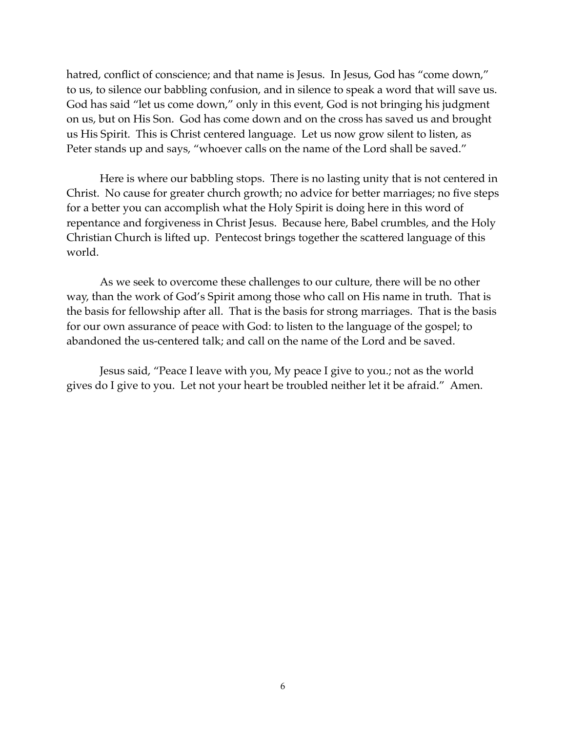hatred, conflict of conscience; and that name is Jesus. In Jesus, God has "come down," to us, to silence our babbling confusion, and in silence to speak a word that will save us. God has said "let us come down," only in this event, God is not bringing his judgment on us, but on His Son. God has come down and on the cross has saved us and brought us His Spirit. This is Christ centered language. Let us now grow silent to listen, as Peter stands up and says, "whoever calls on the name of the Lord shall be saved."

Here is where our babbling stops. There is no lasting unity that is not centered in Christ. No cause for greater church growth; no advice for better marriages; no five steps for a better you can accomplish what the Holy Spirit is doing here in this word of repentance and forgiveness in Christ Jesus. Because here, Babel crumbles, and the Holy Christian Church is lifted up. Pentecost brings together the scattered language of this world.

As we seek to overcome these challenges to our culture, there will be no other way, than the work of God's Spirit among those who call on His name in truth. That is the basis for fellowship after all. That is the basis for strong marriages. That is the basis for our own assurance of peace with God: to listen to the language of the gospel; to abandoned the us-centered talk; and call on the name of the Lord and be saved.

Jesus said, "Peace I leave with you, My peace I give to you.; not as the world gives do I give to you. Let not your heart be troubled neither let it be afraid." Amen.